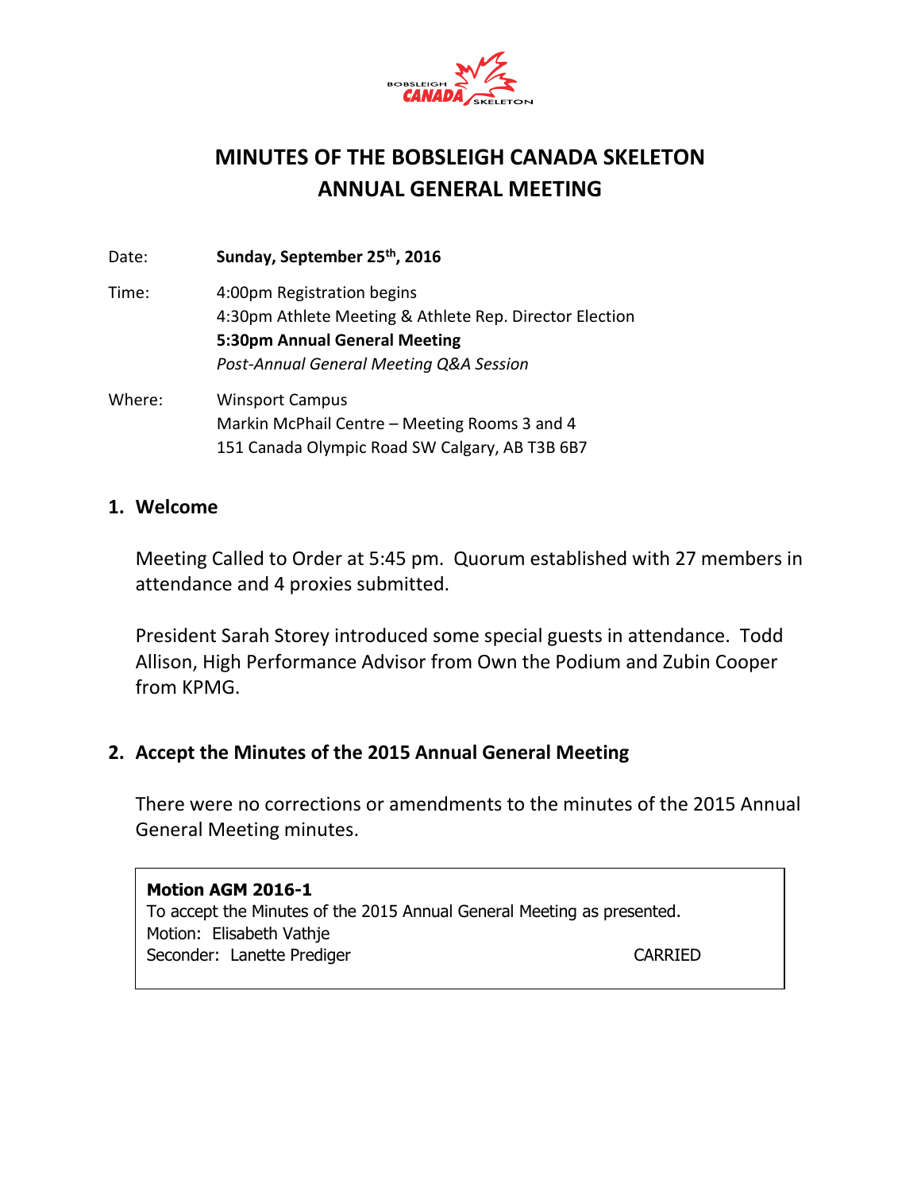# MINUTES OF THE BOBSLEIGH CANADA SKELETON ANNUAL GENERAL MEETING

Date: **Sunday, September 25th, 2016**

Time: 4:00pm Registration begins
4:30pm Athlete Meeting & Athlete Rep. Director Election
**5:30pm Annual General Meeting**
*Post-Annual General Meeting Q&A Session*

Where: Winsport Campus
Markin McPhail Centre – Meeting Rooms 3 and 4
151 Canada Olympic Road SW Calgary, AB T3B 6B7

## 1. Welcome

Meeting Called to Order at 5:45 pm. Quorum established with 27 members in attendance and 4 proxies submitted.

President Sarah Storey introduced some special guests in attendance. Todd Allison, High Performance Advisor from Own the Podium and Zubin Cooper from KPMG.

## 2. Accept the Minutes of the 2015 Annual General Meeting

There were no corrections or amendments to the minutes of the 2015 Annual General Meeting minutes.

**Motion AGM 2016-1**
To accept the Minutes of the 2015 Annual General Meeting as presented.
Motion: Elisabeth Vathje
Seconder: Lanette Prediger — CARRIED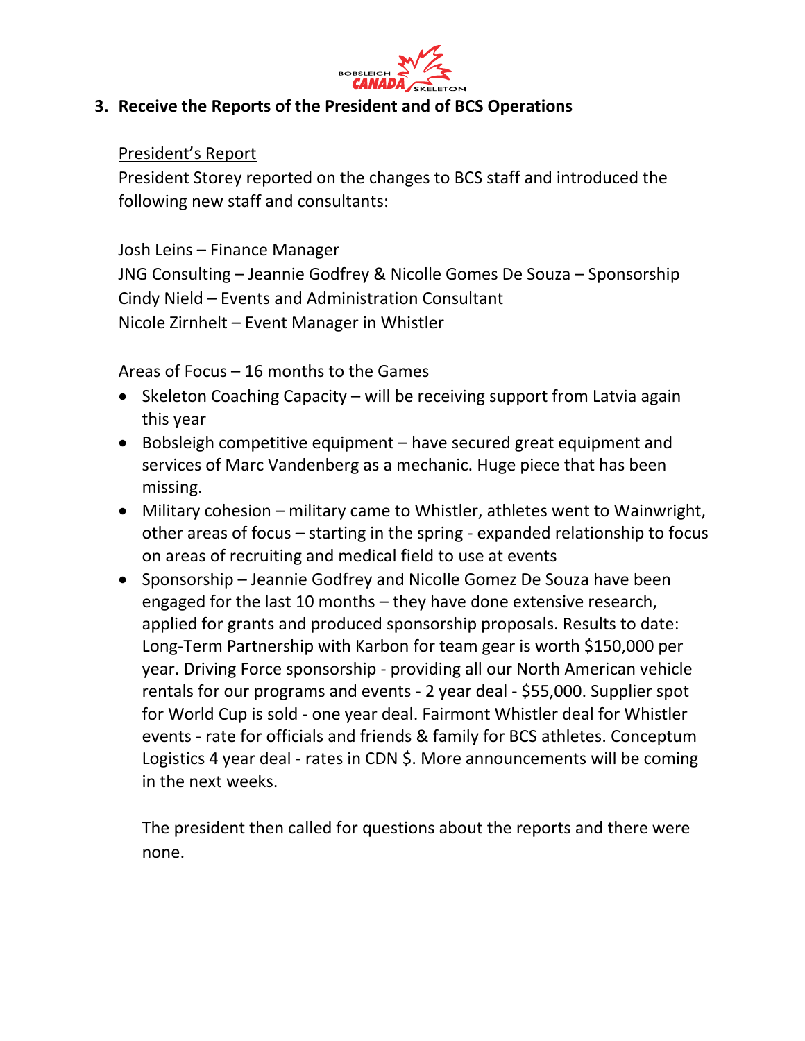## 3. Receive the Reports of the President and of BCS Operations

President's Report

President Storey reported on the changes to BCS staff and introduced the following new staff and consultants:

Josh Leins – Finance Manager
JNG Consulting – Jeannie Godfrey & Nicolle Gomes De Souza – Sponsorship
Cindy Nield – Events and Administration Consultant
Nicole Zirnhelt – Event Manager in Whistler

Areas of Focus – 16 months to the Games

- Skeleton Coaching Capacity – will be receiving support from Latvia again this year
- Bobsleigh competitive equipment – have secured great equipment and services of Marc Vandenberg as a mechanic. Huge piece that has been missing.
- Military cohesion – military came to Whistler, athletes went to Wainwright, other areas of focus – starting in the spring - expanded relationship to focus on areas of recruiting and medical field to use at events
- Sponsorship – Jeannie Godfrey and Nicolle Gomez De Souza have been engaged for the last 10 months – they have done extensive research, applied for grants and produced sponsorship proposals. Results to date: Long-Term Partnership with Karbon for team gear is worth $150,000 per year. Driving Force sponsorship - providing all our North American vehicle rentals for our programs and events - 2 year deal - $55,000. Supplier spot for World Cup is sold - one year deal. Fairmont Whistler deal for Whistler events - rate for officials and friends & family for BCS athletes. Conceptum Logistics 4 year deal - rates in CDN $. More announcements will be coming in the next weeks.

  The president then called for questions about the reports and there were none.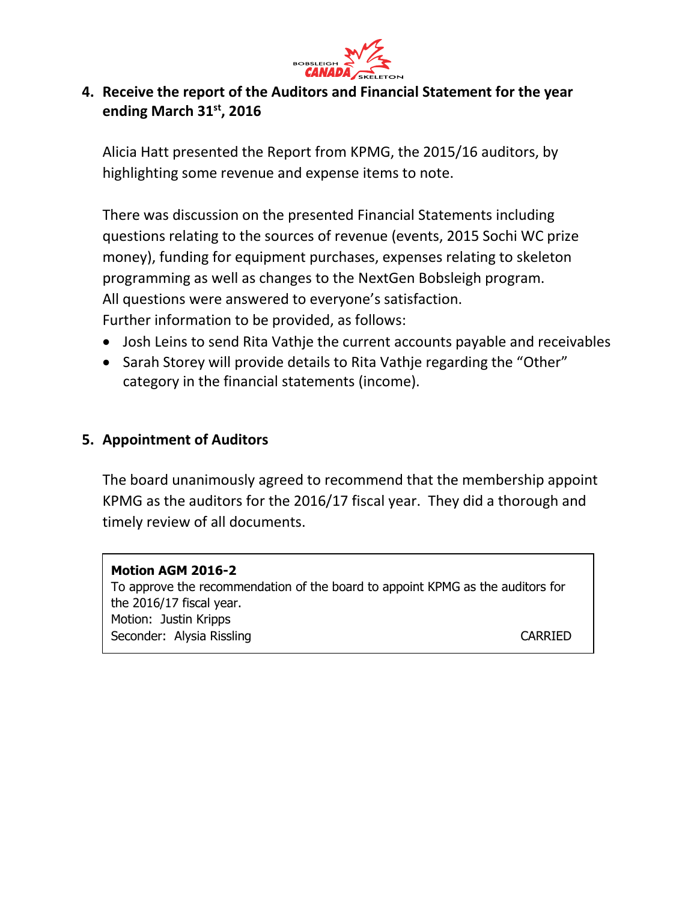## 4. Receive the report of the Auditors and Financial Statement for the year ending March 31st, 2016

Alicia Hatt presented the Report from KPMG, the 2015/16 auditors, by highlighting some revenue and expense items to note.

There was discussion on the presented Financial Statements including questions relating to the sources of revenue (events, 2015 Sochi WC prize money), funding for equipment purchases, expenses relating to skeleton programming as well as changes to the NextGen Bobsleigh program. All questions were answered to everyone's satisfaction.
Further information to be provided, as follows:

- Josh Leins to send Rita Vathje the current accounts payable and receivables
- Sarah Storey will provide details to Rita Vathje regarding the "Other" category in the financial statements (income).

## 5. Appointment of Auditors

The board unanimously agreed to recommend that the membership appoint KPMG as the auditors for the 2016/17 fiscal year. They did a thorough and timely review of all documents.

**Motion AGM 2016-2**
To approve the recommendation of the board to appoint KPMG as the auditors for the 2016/17 fiscal year.
Motion: Justin Kripps
Seconder: Alysia Rissling CARRIED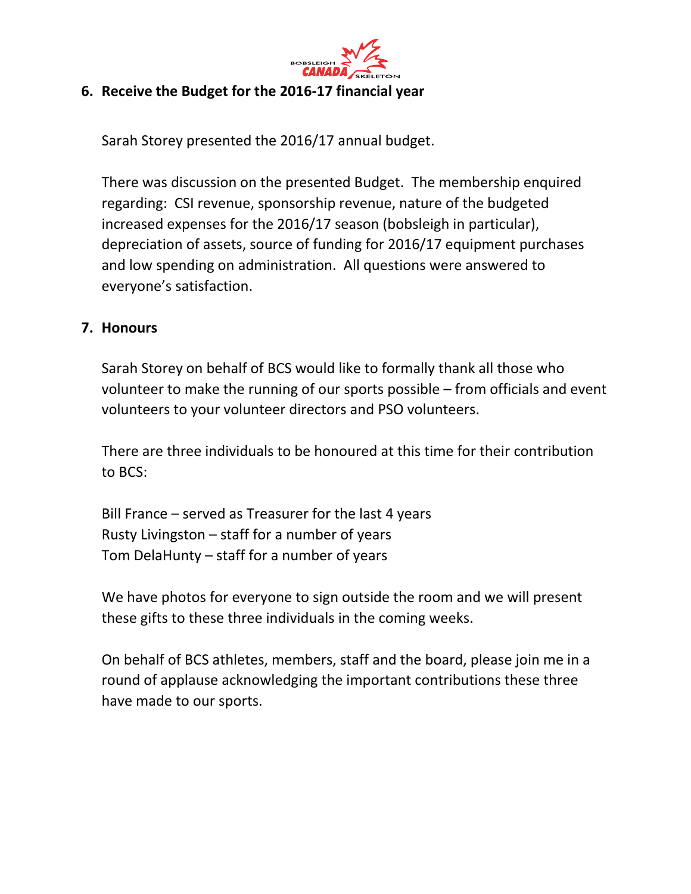## 6. Receive the Budget for the 2016-17 financial year

Sarah Storey presented the 2016/17 annual budget.

There was discussion on the presented Budget. The membership enquired regarding: CSI revenue, sponsorship revenue, nature of the budgeted increased expenses for the 2016/17 season (bobsleigh in particular), depreciation of assets, source of funding for 2016/17 equipment purchases and low spending on administration. All questions were answered to everyone's satisfaction.

## 7. Honours

Sarah Storey on behalf of BCS would like to formally thank all those who volunteer to make the running of our sports possible – from officials and event volunteers to your volunteer directors and PSO volunteers.

There are three individuals to be honoured at this time for their contribution to BCS:

Bill France – served as Treasurer for the last 4 years
Rusty Livingston – staff for a number of years
Tom DelaHunty – staff for a number of years

We have photos for everyone to sign outside the room and we will present these gifts to these three individuals in the coming weeks.

On behalf of BCS athletes, members, staff and the board, please join me in a round of applause acknowledging the important contributions these three have made to our sports.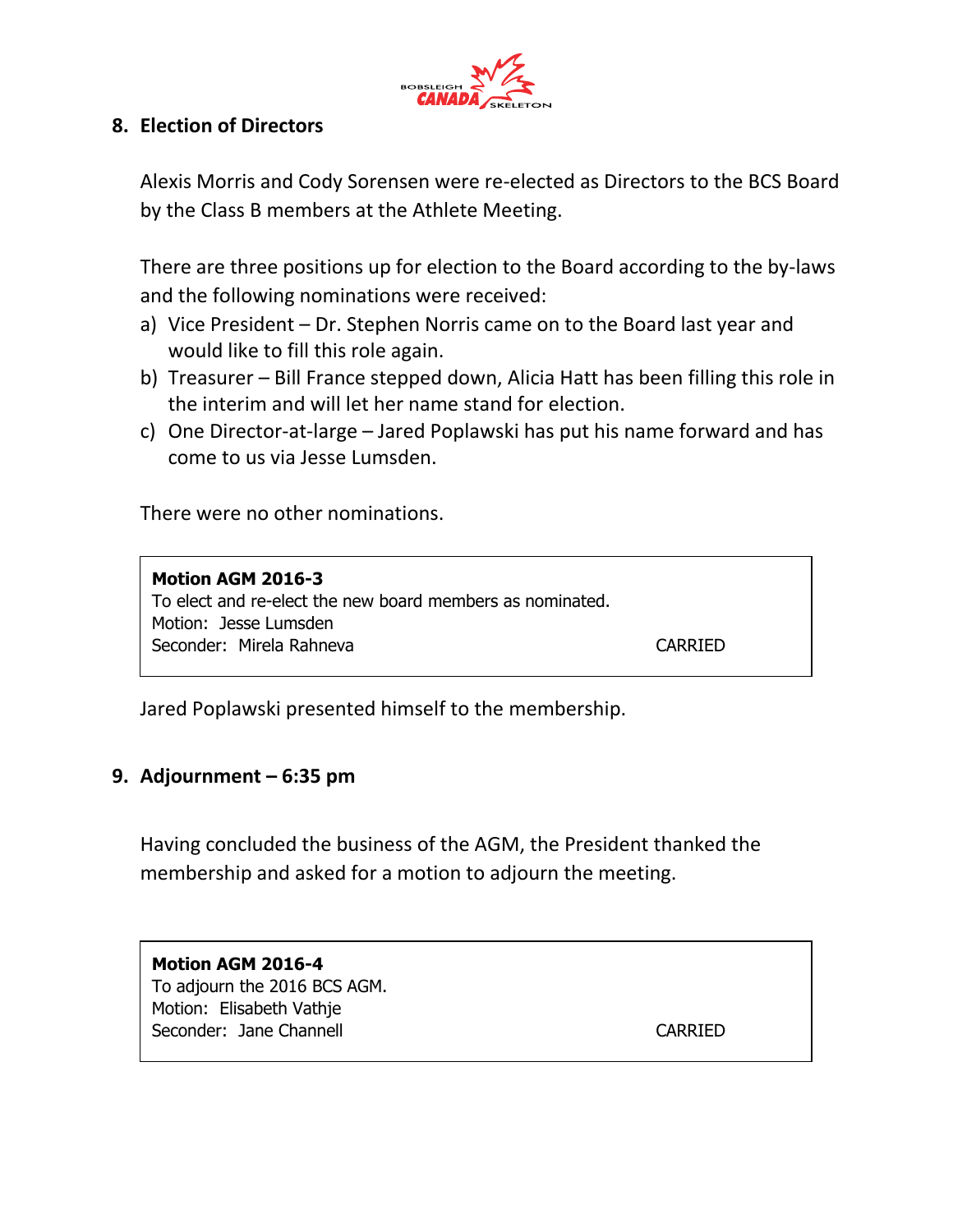## 8. Election of Directors

Alexis Morris and Cody Sorensen were re-elected as Directors to the BCS Board by the Class B members at the Athlete Meeting.

There are three positions up for election to the Board according to the by-laws and the following nominations were received:

a) Vice President – Dr. Stephen Norris came on to the Board last year and would like to fill this role again.
b) Treasurer – Bill France stepped down, Alicia Hatt has been filling this role in the interim and will let her name stand for election.
c) One Director-at-large – Jared Poplawski has put his name forward and has come to us via Jesse Lumsden.

There were no other nominations.

> **Motion AGM 2016-3**
> To elect and re-elect the new board members as nominated.
> Motion: Jesse Lumsden
> Seconder: Mirela Rahneva — CARRIED

Jared Poplawski presented himself to the membership.

## 9. Adjournment – 6:35 pm

Having concluded the business of the AGM, the President thanked the membership and asked for a motion to adjourn the meeting.

> **Motion AGM 2016-4**
> To adjourn the 2016 BCS AGM.
> Motion: Elisabeth Vathje
> Seconder: Jane Channell — CARRIED